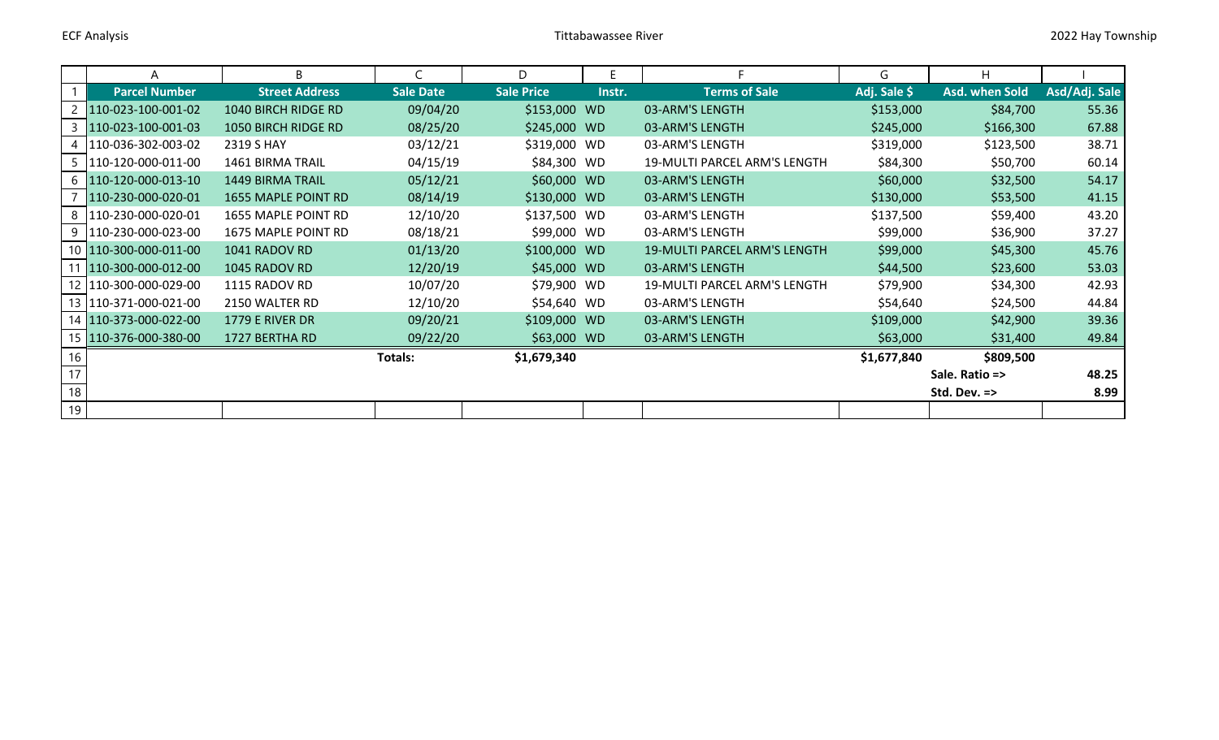| Parcel Number | Street Address | Sale Date | Sale Price | Instr. | Terms of Sale | Adj. Sale $ | Asd. when Sold | Asd/Adj. Sale |
|---|---|---|---|---|---|---|---|---|
| 110-023-100-001-02 | 1040 BIRCH RIDGE RD | 09/04/20 | $153,000 | WD | 03-ARM'S LENGTH | $153,000 | $84,700 | 55.36 |
| 110-023-100-001-03 | 1050 BIRCH RIDGE RD | 08/25/20 | $245,000 | WD | 03-ARM'S LENGTH | $245,000 | $166,300 | 67.88 |
| 110-036-302-003-02 | 2319 S HAY | 03/12/21 | $319,000 | WD | 03-ARM'S LENGTH | $319,000 | $123,500 | 38.71 |
| 110-120-000-011-00 | 1461 BIRMA TRAIL | 04/15/19 | $84,300 | WD | 19-MULTI PARCEL ARM'S LENGTH | $84,300 | $50,700 | 60.14 |
| 110-120-000-013-10 | 1449 BIRMA TRAIL | 05/12/21 | $60,000 | WD | 03-ARM'S LENGTH | $60,000 | $32,500 | 54.17 |
| 110-230-000-020-01 | 1655 MAPLE POINT RD | 08/14/19 | $130,000 | WD | 03-ARM'S LENGTH | $130,000 | $53,500 | 41.15 |
| 110-230-000-020-01 | 1655 MAPLE POINT RD | 12/10/20 | $137,500 | WD | 03-ARM'S LENGTH | $137,500 | $59,400 | 43.20 |
| 110-230-000-023-00 | 1675 MAPLE POINT RD | 08/18/21 | $99,000 | WD | 03-ARM'S LENGTH | $99,000 | $36,900 | 37.27 |
| 110-300-000-011-00 | 1041 RADOV RD | 01/13/20 | $100,000 | WD | 19-MULTI PARCEL ARM'S LENGTH | $99,000 | $45,300 | 45.76 |
| 110-300-000-012-00 | 1045 RADOV RD | 12/20/19 | $45,000 | WD | 03-ARM'S LENGTH | $44,500 | $23,600 | 53.03 |
| 110-300-000-029-00 | 1115 RADOV RD | 10/07/20 | $79,900 | WD | 19-MULTI PARCEL ARM'S LENGTH | $79,900 | $34,300 | 42.93 |
| 110-371-000-021-00 | 2150 WALTER RD | 12/10/20 | $54,640 | WD | 03-ARM'S LENGTH | $54,640 | $24,500 | 44.84 |
| 110-373-000-022-00 | 1779 E RIVER DR | 09/20/21 | $109,000 | WD | 03-ARM'S LENGTH | $109,000 | $42,900 | 39.36 |
| 110-376-000-380-00 | 1727 BERTHA RD | 09/22/20 | $63,000 | WD | 03-ARM'S LENGTH | $63,000 | $31,400 | 49.84 |
| | | **Totals:** | **$1,679,340** | | | **$1,677,840** | **$809,500** | |
| | | | | | | | **Sale. Ratio =>** | **48.25** |
| | | | | | | | **Std. Dev. =>** | **8.99** |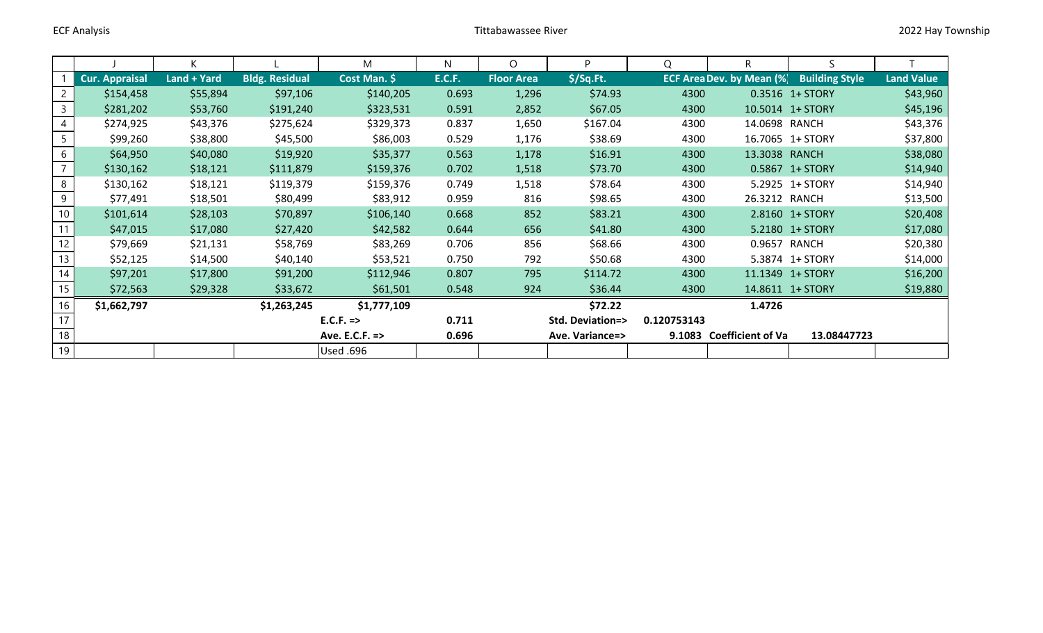| | J | K | L | M | N | O | P | Q | R | S | T |
|---|---|---|---|---|---|---|---|---|---|---|---|
| 1 | **Cur. Appraisal** | **Land + Yard** | **Bldg. Residual** | **Cost Man. $** | **E.C.F.** | **Floor Area** | **$/Sq.Ft.** | **ECF Area** | **Dev. by Mean (%)** | **Building Style** | **Land Value** |
| 2 | $154,458 | $55,894 | $97,106 | $140,205 | 0.693 | 1,296 | $74.93 | 4300 | 0.3516 | 1+ STORY | $43,960 |
| 3 | $281,202 | $53,760 | $191,240 | $323,531 | 0.591 | 2,852 | $67.05 | 4300 | 10.5014 | 1+ STORY | $45,196 |
| 4 | $274,925 | $43,376 | $275,624 | $329,373 | 0.837 | 1,650 | $167.04 | 4300 | 14.0698 | RANCH | $43,376 |
| 5 | $99,260 | $38,800 | $45,500 | $86,003 | 0.529 | 1,176 | $38.69 | 4300 | 16.7065 | 1+ STORY | $37,800 |
| 6 | $64,950 | $40,080 | $19,920 | $35,377 | 0.563 | 1,178 | $16.91 | 4300 | 13.3038 | RANCH | $38,080 |
| 7 | $130,162 | $18,121 | $111,879 | $159,376 | 0.702 | 1,518 | $73.70 | 4300 | 0.5867 | 1+ STORY | $14,940 |
| 8 | $130,162 | $18,121 | $119,379 | $159,376 | 0.749 | 1,518 | $78.64 | 4300 | 5.2925 | 1+ STORY | $14,940 |
| 9 | $77,491 | $18,501 | $80,499 | $83,912 | 0.959 | 816 | $98.65 | 4300 | 26.3212 | RANCH | $13,500 |
| 10 | $101,614 | $28,103 | $70,897 | $106,140 | 0.668 | 852 | $83.21 | 4300 | 2.8160 | 1+ STORY | $20,408 |
| 11 | $47,015 | $17,080 | $27,420 | $42,582 | 0.644 | 656 | $41.80 | 4300 | 5.2180 | 1+ STORY | $17,080 |
| 12 | $79,669 | $21,131 | $58,769 | $83,269 | 0.706 | 856 | $68.66 | 4300 | 0.9657 | RANCH | $20,380 |
| 13 | $52,125 | $14,500 | $40,140 | $53,521 | 0.750 | 792 | $50.68 | 4300 | 5.3874 | 1+ STORY | $14,000 |
| 14 | $97,201 | $17,800 | $91,200 | $112,946 | 0.807 | 795 | $114.72 | 4300 | 11.1349 | 1+ STORY | $16,200 |
| 15 | $72,563 | $29,328 | $33,672 | $61,501 | 0.548 | 924 | $36.44 | 4300 | 14.8611 | 1+ STORY | $19,880 |
| 16 | **$1,662,797** | | **$1,263,245** | **$1,777,109** | | | **$72.22** | | **1.4726** | | |
| 17 | | | | **E.C.F. =>** | **0.711** | | **Std. Deviation=>** | **0.120753143** | | | |
| 18 | | | | **Ave. E.C.F. =>** | **0.696** | | **Ave. Variance=>** | **9.1083** | **Coefficient of Va** | **13.08447723** | |
| 19 | | | | Used .696 | | | | | | | |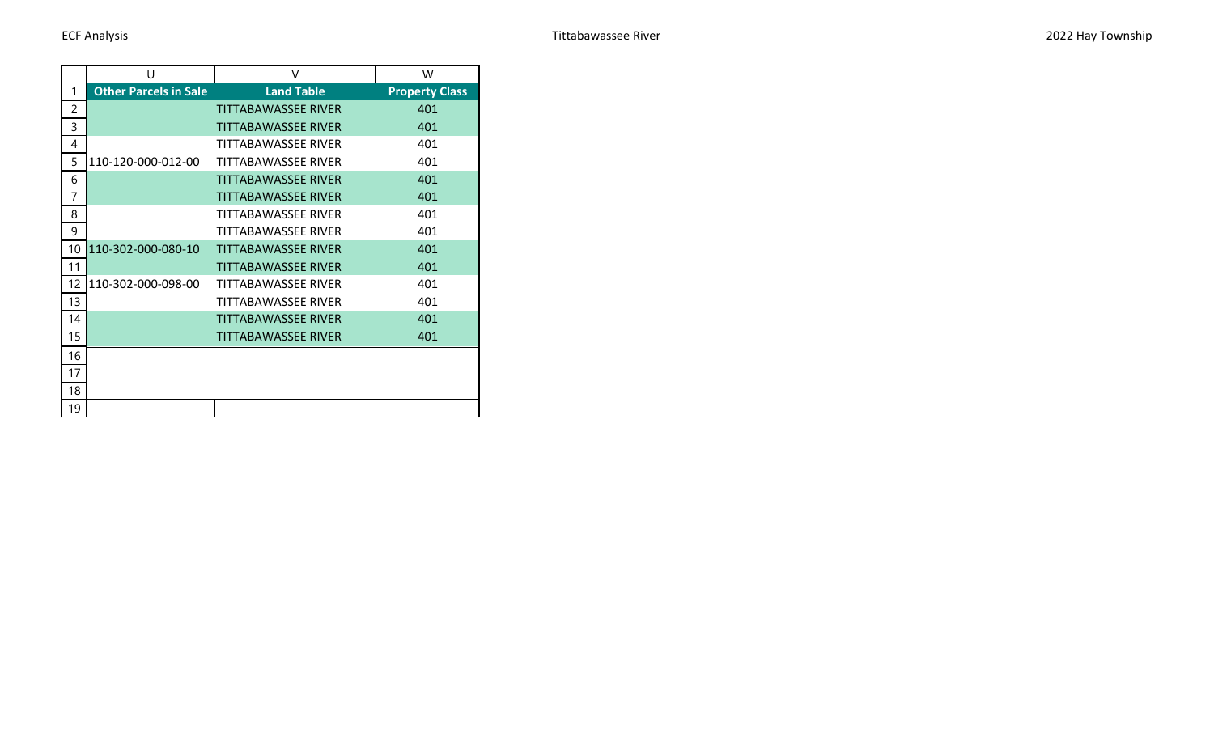| | U | V | W |
|---|---|---|---|
| 1 | **Other Parcels in Sale** | **Land Table** | **Property Class** |
| 2 | | TITTABAWASSEE RIVER | 401 |
| 3 | | TITTABAWASSEE RIVER | 401 |
| 4 | | TITTABAWASSEE RIVER | 401 |
| 5 | 110-120-000-012-00 | TITTABAWASSEE RIVER | 401 |
| 6 | | TITTABAWASSEE RIVER | 401 |
| 7 | | TITTABAWASSEE RIVER | 401 |
| 8 | | TITTABAWASSEE RIVER | 401 |
| 9 | | TITTABAWASSEE RIVER | 401 |
| 10 | 110-302-000-080-10 | TITTABAWASSEE RIVER | 401 |
| 11 | | TITTABAWASSEE RIVER | 401 |
| 12 | 110-302-000-098-00 | TITTABAWASSEE RIVER | 401 |
| 13 | | TITTABAWASSEE RIVER | 401 |
| 14 | | TITTABAWASSEE RIVER | 401 |
| 15 | | TITTABAWASSEE RIVER | 401 |
| 16 | | | |
| 17 | | | |
| 18 | | | |
| 19 | | | |